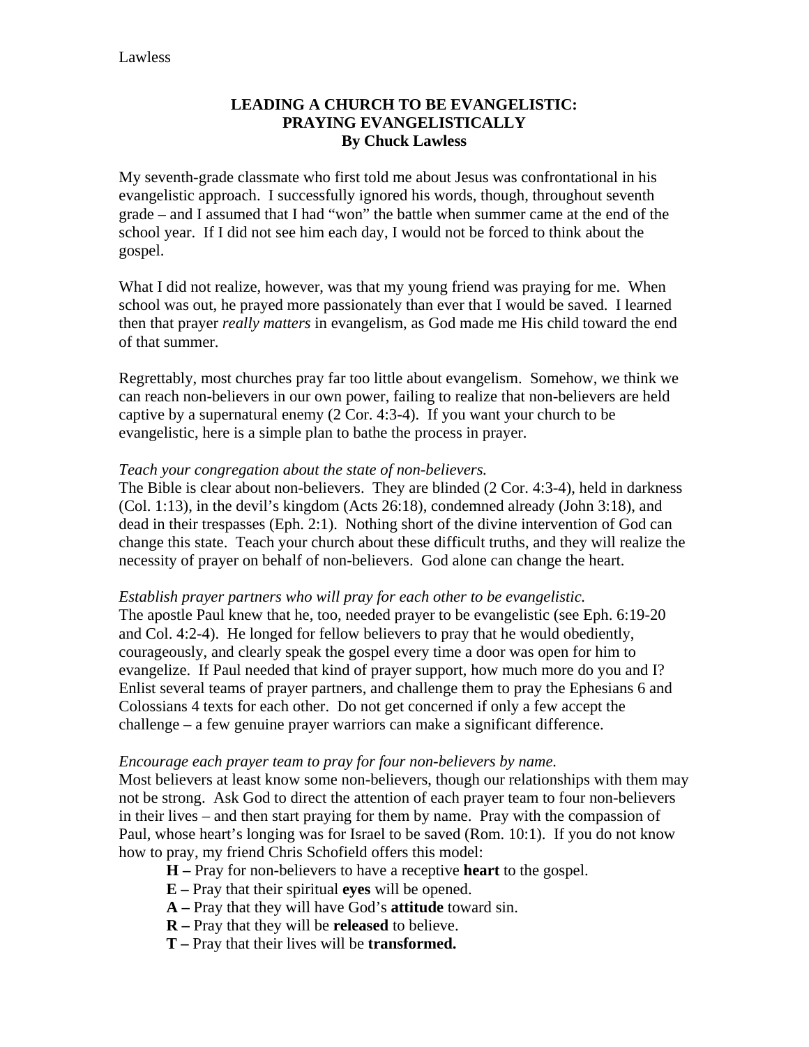# LEADING A CHURCH TO BE EVANGELISTIC: PRAYING EVANGELISTICALLY

**By Chuck Lawless**

My seventh-grade classmate who first told me about Jesus was confrontational in his evangelistic approach. I successfully ignored his words, though, throughout seventh grade – and I assumed that I had "won" the battle when summer came at the end of the school year. If I did not see him each day, I would not be forced to think about the gospel.

What I did not realize, however, was that my young friend was praying for me. When school was out, he prayed more passionately than ever that I would be saved. I learned then that prayer *really matters* in evangelism, as God made me His child toward the end of that summer.

Regrettably, most churches pray far too little about evangelism. Somehow, we think we can reach non-believers in our own power, failing to realize that non-believers are held captive by a supernatural enemy (2 Cor. 4:3-4). If you want your church to be evangelistic, here is a simple plan to bathe the process in prayer.

*Teach your congregation about the state of non-believers.*

The Bible is clear about non-believers. They are blinded (2 Cor. 4:3-4), held in darkness (Col. 1:13), in the devil's kingdom (Acts 26:18), condemned already (John 3:18), and dead in their trespasses (Eph. 2:1). Nothing short of the divine intervention of God can change this state. Teach your church about these difficult truths, and they will realize the necessity of prayer on behalf of non-believers. God alone can change the heart.

*Establish prayer partners who will pray for each other to be evangelistic.*

The apostle Paul knew that he, too, needed prayer to be evangelistic (see Eph. 6:19-20 and Col. 4:2-4). He longed for fellow believers to pray that he would obediently, courageously, and clearly speak the gospel every time a door was open for him to evangelize. If Paul needed that kind of prayer support, how much more do you and I? Enlist several teams of prayer partners, and challenge them to pray the Ephesians 6 and Colossians 4 texts for each other. Do not get concerned if only a few accept the challenge – a few genuine prayer warriors can make a significant difference.

*Encourage each prayer team to pray for four non-believers by name.*

Most believers at least know some non-believers, though our relationships with them may not be strong. Ask God to direct the attention of each prayer team to four non-believers in their lives – and then start praying for them by name. Pray with the compassion of Paul, whose heart's longing was for Israel to be saved (Rom. 10:1). If you do not know how to pray, my friend Chris Schofield offers this model:

- **H –** Pray for non-believers to have a receptive **heart** to the gospel.
- **E –** Pray that their spiritual **eyes** will be opened.
- **A –** Pray that they will have God's **attitude** toward sin.
- **R –** Pray that they will be **released** to believe.
- **T –** Pray that their lives will be **transformed.**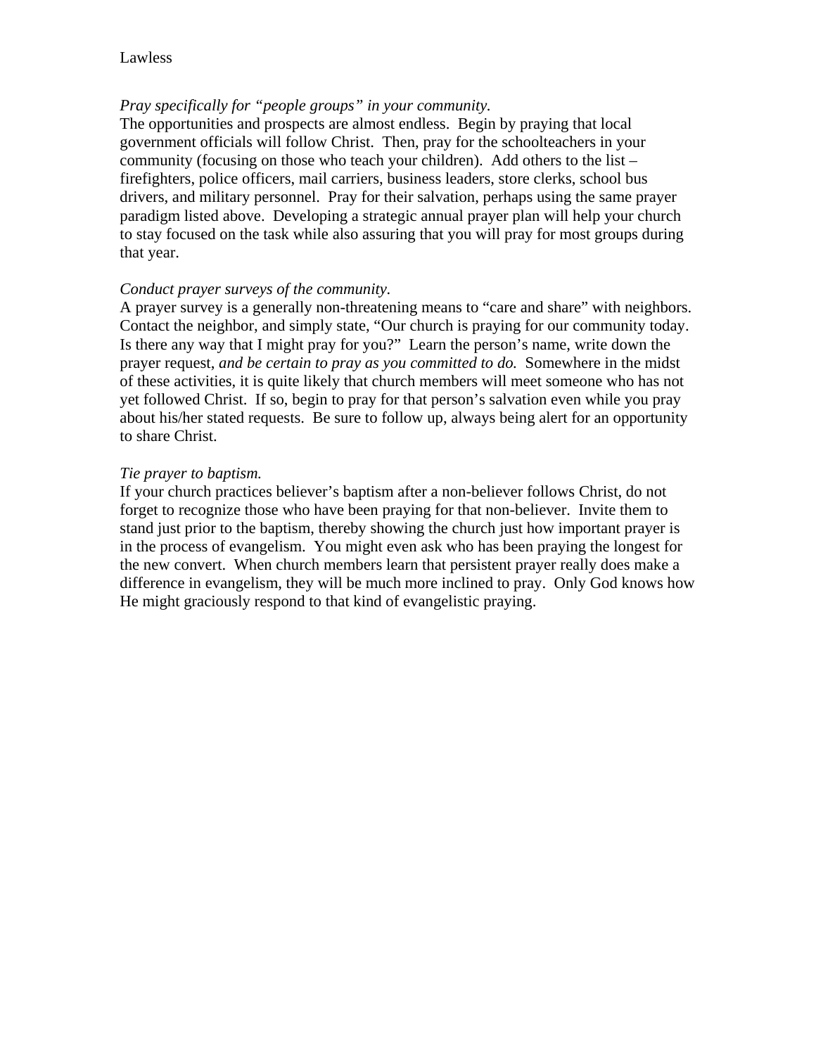*Pray specifically for "people groups" in your community.*
The opportunities and prospects are almost endless. Begin by praying that local government officials will follow Christ. Then, pray for the schoolteachers in your community (focusing on those who teach your children). Add others to the list – firefighters, police officers, mail carriers, business leaders, store clerks, school bus drivers, and military personnel. Pray for their salvation, perhaps using the same prayer paradigm listed above. Developing a strategic annual prayer plan will help your church to stay focused on the task while also assuring that you will pray for most groups during that year.

*Conduct prayer surveys of the community.*
A prayer survey is a generally non-threatening means to "care and share" with neighbors. Contact the neighbor, and simply state, "Our church is praying for our community today. Is there any way that I might pray for you?" Learn the person's name, write down the prayer request, *and be certain to pray as you committed to do.* Somewhere in the midst of these activities, it is quite likely that church members will meet someone who has not yet followed Christ. If so, begin to pray for that person's salvation even while you pray about his/her stated requests. Be sure to follow up, always being alert for an opportunity to share Christ.

*Tie prayer to baptism.*
If your church practices believer's baptism after a non-believer follows Christ, do not forget to recognize those who have been praying for that non-believer. Invite them to stand just prior to the baptism, thereby showing the church just how important prayer is in the process of evangelism. You might even ask who has been praying the longest for the new convert. When church members learn that persistent prayer really does make a difference in evangelism, they will be much more inclined to pray. Only God knows how He might graciously respond to that kind of evangelistic praying.